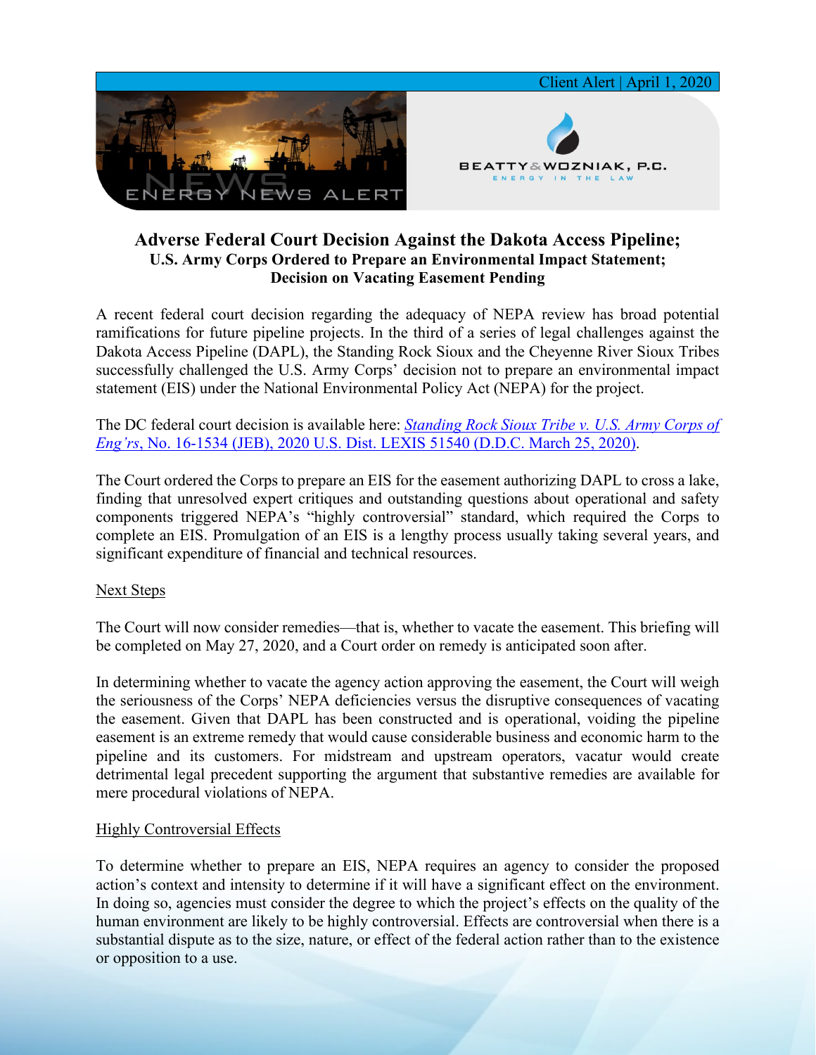Client Alert | April 1, 2020

ENERGY NEWS ALERT

BEATTY & WOZNIAK, P.C.
ENERGY IN THE LAW

# Adverse Federal Court Decision Against the Dakota Access Pipeline;
## U.S. Army Corps Ordered to Prepare an Environmental Impact Statement; Decision on Vacating Easement Pending

A recent federal court decision regarding the adequacy of NEPA review has broad potential ramifications for future pipeline projects. In the third of a series of legal challenges against the Dakota Access Pipeline (DAPL), the Standing Rock Sioux and the Cheyenne River Sioux Tribes successfully challenged the U.S. Army Corps' decision not to prepare an environmental impact statement (EIS) under the National Environmental Policy Act (NEPA) for the project.

The DC federal court decision is available here: *Standing Rock Sioux Tribe v. U.S. Army Corps of Eng'rs*, No. 16-1534 (JEB), 2020 U.S. Dist. LEXIS 51540 (D.D.C. March 25, 2020).

The Court ordered the Corps to prepare an EIS for the easement authorizing DAPL to cross a lake, finding that unresolved expert critiques and outstanding questions about operational and safety components triggered NEPA's "highly controversial" standard, which required the Corps to complete an EIS. Promulgation of an EIS is a lengthy process usually taking several years, and significant expenditure of financial and technical resources.

### Next Steps

The Court will now consider remedies—that is, whether to vacate the easement. This briefing will be completed on May 27, 2020, and a Court order on remedy is anticipated soon after.

In determining whether to vacate the agency action approving the easement, the Court will weigh the seriousness of the Corps' NEPA deficiencies versus the disruptive consequences of vacating the easement. Given that DAPL has been constructed and is operational, voiding the pipeline easement is an extreme remedy that would cause considerable business and economic harm to the pipeline and its customers. For midstream and upstream operators, vacatur would create detrimental legal precedent supporting the argument that substantive remedies are available for mere procedural violations of NEPA.

### Highly Controversial Effects

To determine whether to prepare an EIS, NEPA requires an agency to consider the proposed action's context and intensity to determine if it will have a significant effect on the environment. In doing so, agencies must consider the degree to which the project's effects on the quality of the human environment are likely to be highly controversial. Effects are controversial when there is a substantial dispute as to the size, nature, or effect of the federal action rather than to the existence or opposition to a use.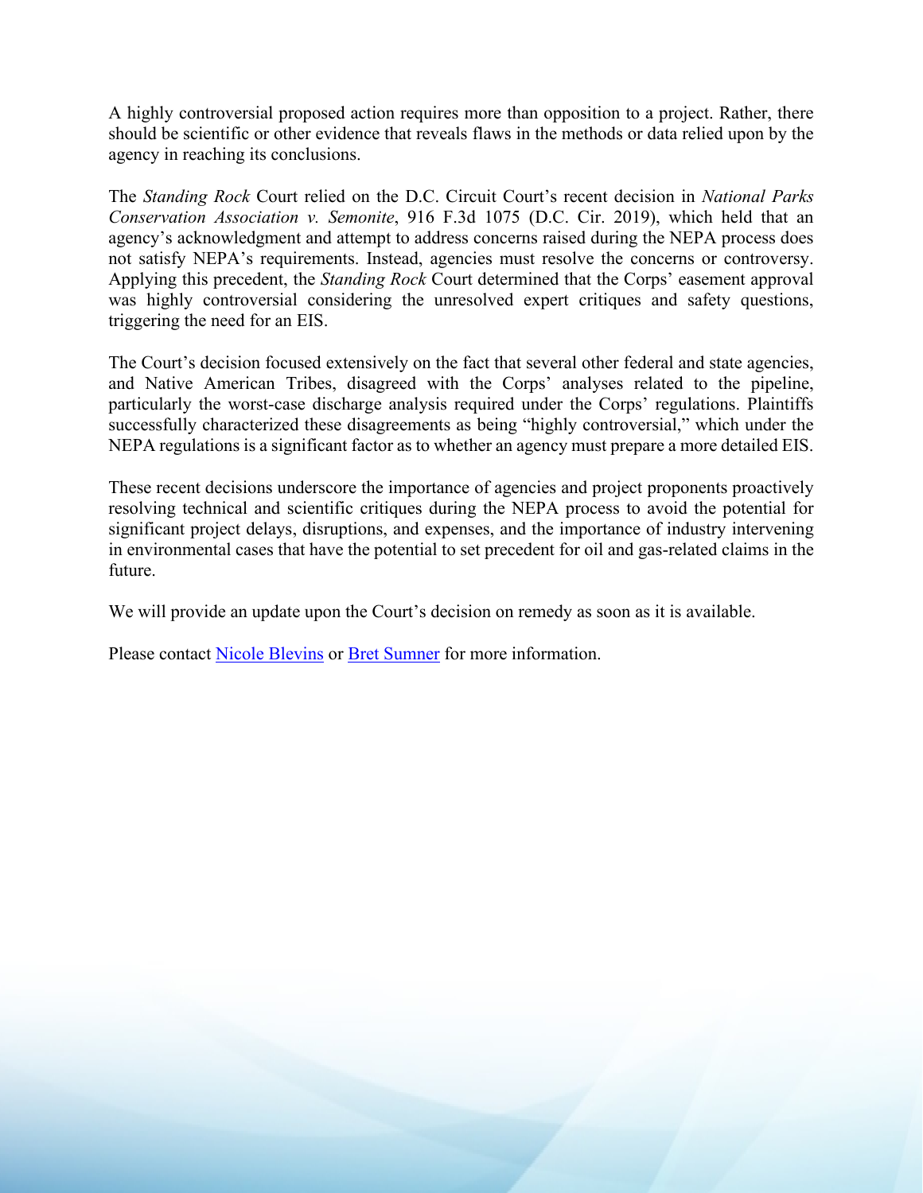A highly controversial proposed action requires more than opposition to a project. Rather, there should be scientific or other evidence that reveals flaws in the methods or data relied upon by the agency in reaching its conclusions.

The *Standing Rock* Court relied on the D.C. Circuit Court's recent decision in *National Parks Conservation Association v. Semonite*, 916 F.3d 1075 (D.C. Cir. 2019), which held that an agency's acknowledgment and attempt to address concerns raised during the NEPA process does not satisfy NEPA's requirements. Instead, agencies must resolve the concerns or controversy. Applying this precedent, the *Standing Rock* Court determined that the Corps' easement approval was highly controversial considering the unresolved expert critiques and safety questions, triggering the need for an EIS.

The Court's decision focused extensively on the fact that several other federal and state agencies, and Native American Tribes, disagreed with the Corps' analyses related to the pipeline, particularly the worst-case discharge analysis required under the Corps' regulations. Plaintiffs successfully characterized these disagreements as being "highly controversial," which under the NEPA regulations is a significant factor as to whether an agency must prepare a more detailed EIS.

These recent decisions underscore the importance of agencies and project proponents proactively resolving technical and scientific critiques during the NEPA process to avoid the potential for significant project delays, disruptions, and expenses, and the importance of industry intervening in environmental cases that have the potential to set precedent for oil and gas-related claims in the future.

We will provide an update upon the Court's decision on remedy as soon as it is available.

Please contact Nicole Blevins or Bret Sumner for more information.